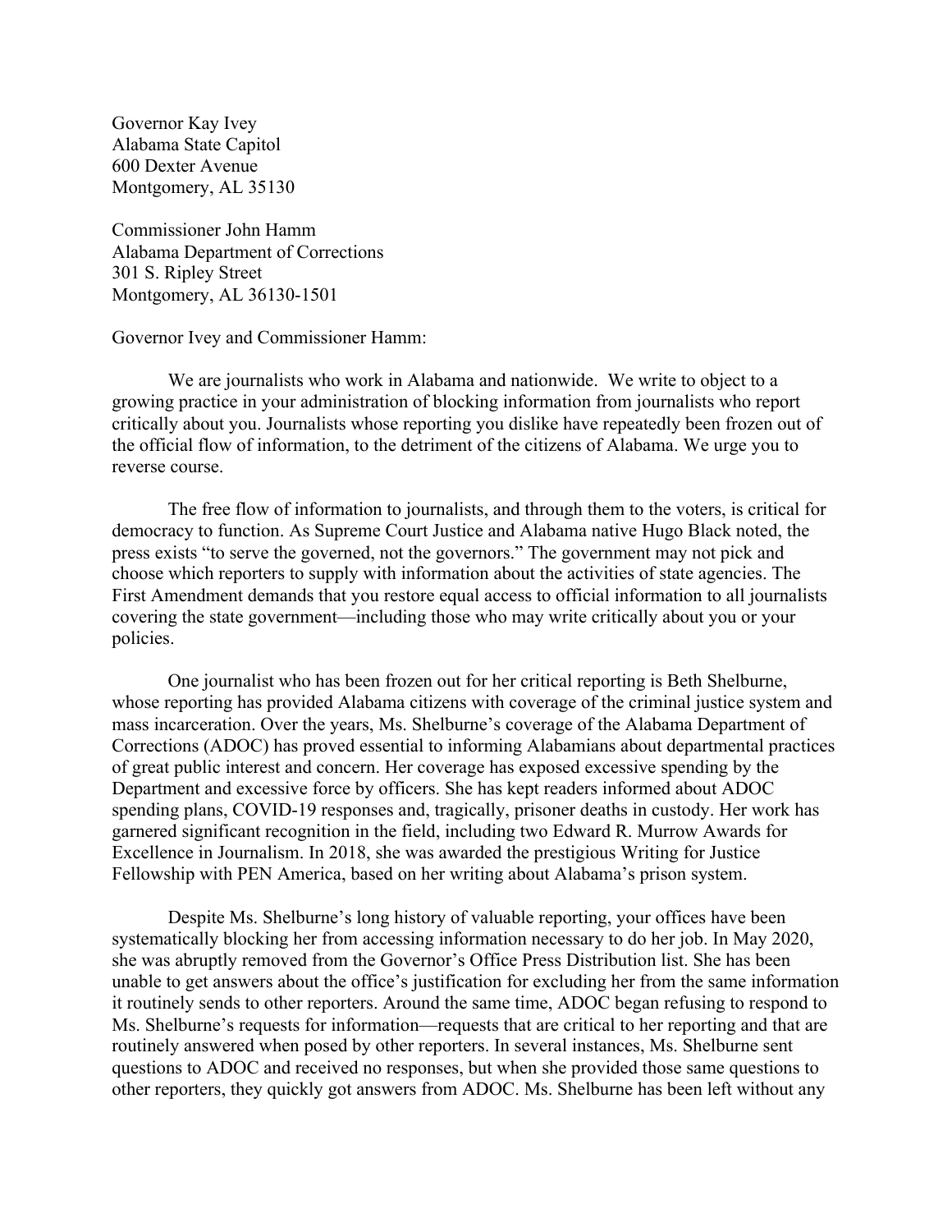Governor Kay Ivey
Alabama State Capitol
600 Dexter Avenue
Montgomery, AL 35130

Commissioner John Hamm
Alabama Department of Corrections
301 S. Ripley Street
Montgomery, AL 36130-1501

Governor Ivey and Commissioner Hamm:

We are journalists who work in Alabama and nationwide. We write to object to a growing practice in your administration of blocking information from journalists who report critically about you. Journalists whose reporting you dislike have repeatedly been frozen out of the official flow of information, to the detriment of the citizens of Alabama. We urge you to reverse course.

The free flow of information to journalists, and through them to the voters, is critical for democracy to function. As Supreme Court Justice and Alabama native Hugo Black noted, the press exists "to serve the governed, not the governors." The government may not pick and choose which reporters to supply with information about the activities of state agencies. The First Amendment demands that you restore equal access to official information to all journalists covering the state government—including those who may write critically about you or your policies.

One journalist who has been frozen out for her critical reporting is Beth Shelburne, whose reporting has provided Alabama citizens with coverage of the criminal justice system and mass incarceration. Over the years, Ms. Shelburne's coverage of the Alabama Department of Corrections (ADOC) has proved essential to informing Alabamians about departmental practices of great public interest and concern. Her coverage has exposed excessive spending by the Department and excessive force by officers. She has kept readers informed about ADOC spending plans, COVID-19 responses and, tragically, prisoner deaths in custody. Her work has garnered significant recognition in the field, including two Edward R. Murrow Awards for Excellence in Journalism. In 2018, she was awarded the prestigious Writing for Justice Fellowship with PEN America, based on her writing about Alabama's prison system.

Despite Ms. Shelburne's long history of valuable reporting, your offices have been systematically blocking her from accessing information necessary to do her job. In May 2020, she was abruptly removed from the Governor's Office Press Distribution list. She has been unable to get answers about the office's justification for excluding her from the same information it routinely sends to other reporters. Around the same time, ADOC began refusing to respond to Ms. Shelburne's requests for information—requests that are critical to her reporting and that are routinely answered when posed by other reporters. In several instances, Ms. Shelburne sent questions to ADOC and received no responses, but when she provided those same questions to other reporters, they quickly got answers from ADOC. Ms. Shelburne has been left without any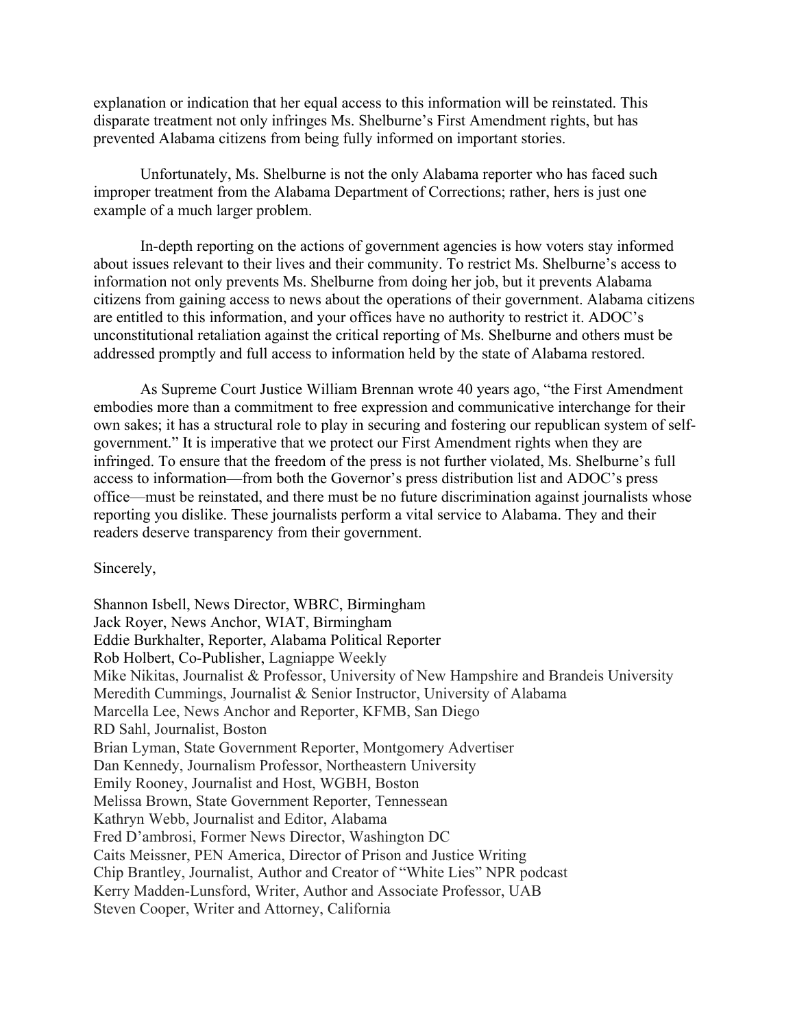explanation or indication that her equal access to this information will be reinstated. This disparate treatment not only infringes Ms. Shelburne's First Amendment rights, but has prevented Alabama citizens from being fully informed on important stories.

Unfortunately, Ms. Shelburne is not the only Alabama reporter who has faced such improper treatment from the Alabama Department of Corrections; rather, hers is just one example of a much larger problem.

In-depth reporting on the actions of government agencies is how voters stay informed about issues relevant to their lives and their community. To restrict Ms. Shelburne's access to information not only prevents Ms. Shelburne from doing her job, but it prevents Alabama citizens from gaining access to news about the operations of their government. Alabama citizens are entitled to this information, and your offices have no authority to restrict it. ADOC's unconstitutional retaliation against the critical reporting of Ms. Shelburne and others must be addressed promptly and full access to information held by the state of Alabama restored.

As Supreme Court Justice William Brennan wrote 40 years ago, "the First Amendment embodies more than a commitment to free expression and communicative interchange for their own sakes; it has a structural role to play in securing and fostering our republican system of self-government." It is imperative that we protect our First Amendment rights when they are infringed. To ensure that the freedom of the press is not further violated, Ms. Shelburne's full access to information—from both the Governor's press distribution list and ADOC's press office—must be reinstated, and there must be no future discrimination against journalists whose reporting you dislike. These journalists perform a vital service to Alabama. They and their readers deserve transparency from their government.

Sincerely,

Shannon Isbell, News Director, WBRC, Birmingham  
Jack Royer, News Anchor, WIAT, Birmingham  
Eddie Burkhalter, Reporter, Alabama Political Reporter  
Rob Holbert, Co-Publisher, Lagniappe Weekly  
Mike Nikitas, Journalist & Professor, University of New Hampshire and Brandeis University  
Meredith Cummings, Journalist & Senior Instructor, University of Alabama  
Marcella Lee, News Anchor and Reporter, KFMB, San Diego  
RD Sahl, Journalist, Boston  
Brian Lyman, State Government Reporter, Montgomery Advertiser  
Dan Kennedy, Journalism Professor, Northeastern University  
Emily Rooney, Journalist and Host, WGBH, Boston  
Melissa Brown, State Government Reporter, Tennessean  
Kathryn Webb, Journalist and Editor, Alabama  
Fred D'ambrosi, Former News Director, Washington DC  
Caits Meissner, PEN America, Director of Prison and Justice Writing  
Chip Brantley, Journalist, Author and Creator of "White Lies" NPR podcast  
Kerry Madden-Lunsford, Writer, Author and Associate Professor, UAB  
Steven Cooper, Writer and Attorney, California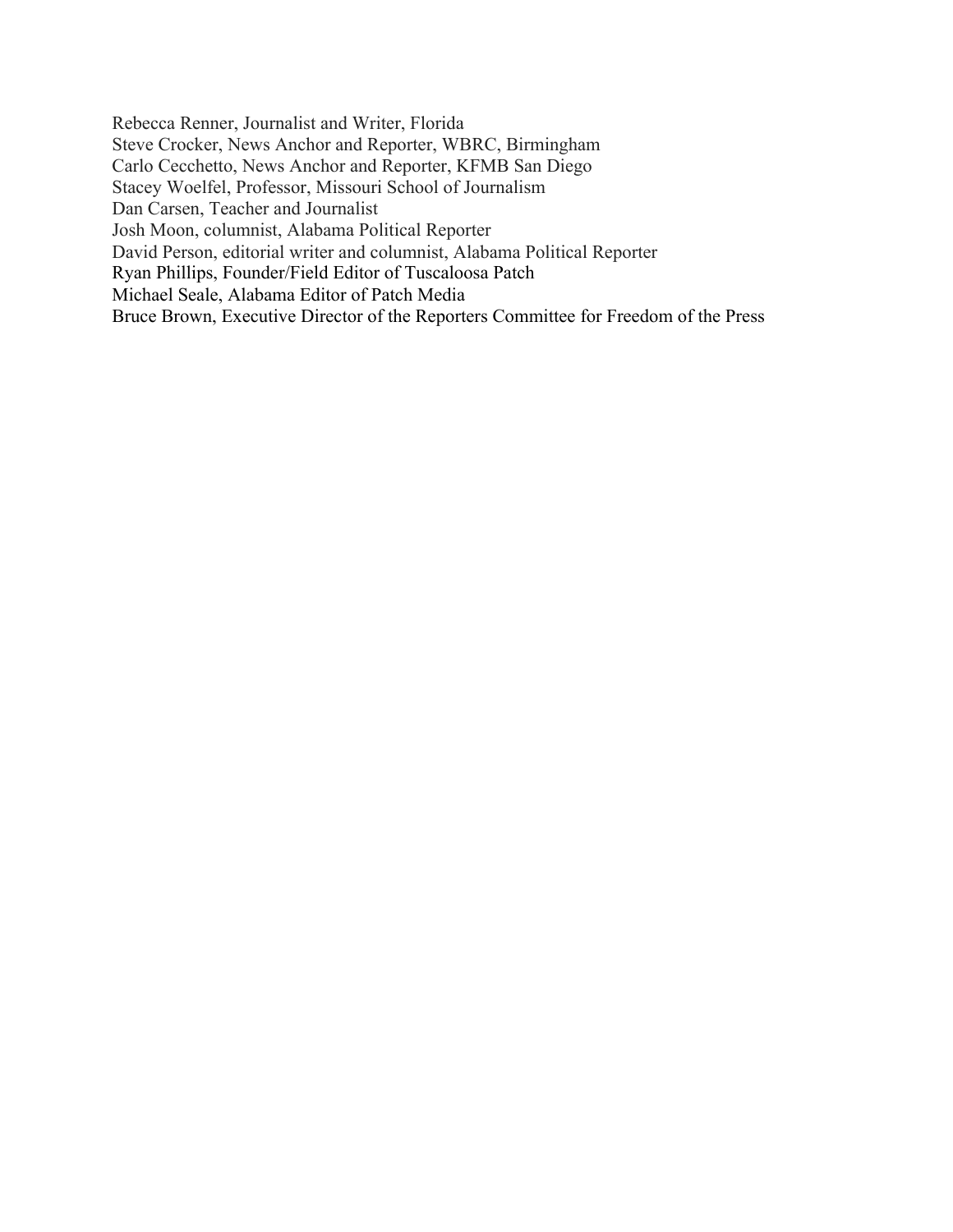Rebecca Renner, Journalist and Writer, Florida
Steve Crocker, News Anchor and Reporter, WBRC, Birmingham
Carlo Cecchetto, News Anchor and Reporter, KFMB San Diego
Stacey Woelfel, Professor, Missouri School of Journalism
Dan Carsen, Teacher and Journalist
Josh Moon, columnist, Alabama Political Reporter
David Person, editorial writer and columnist, Alabama Political Reporter
Ryan Phillips, Founder/Field Editor of Tuscaloosa Patch
Michael Seale, Alabama Editor of Patch Media
Bruce Brown, Executive Director of the Reporters Committee for Freedom of the Press